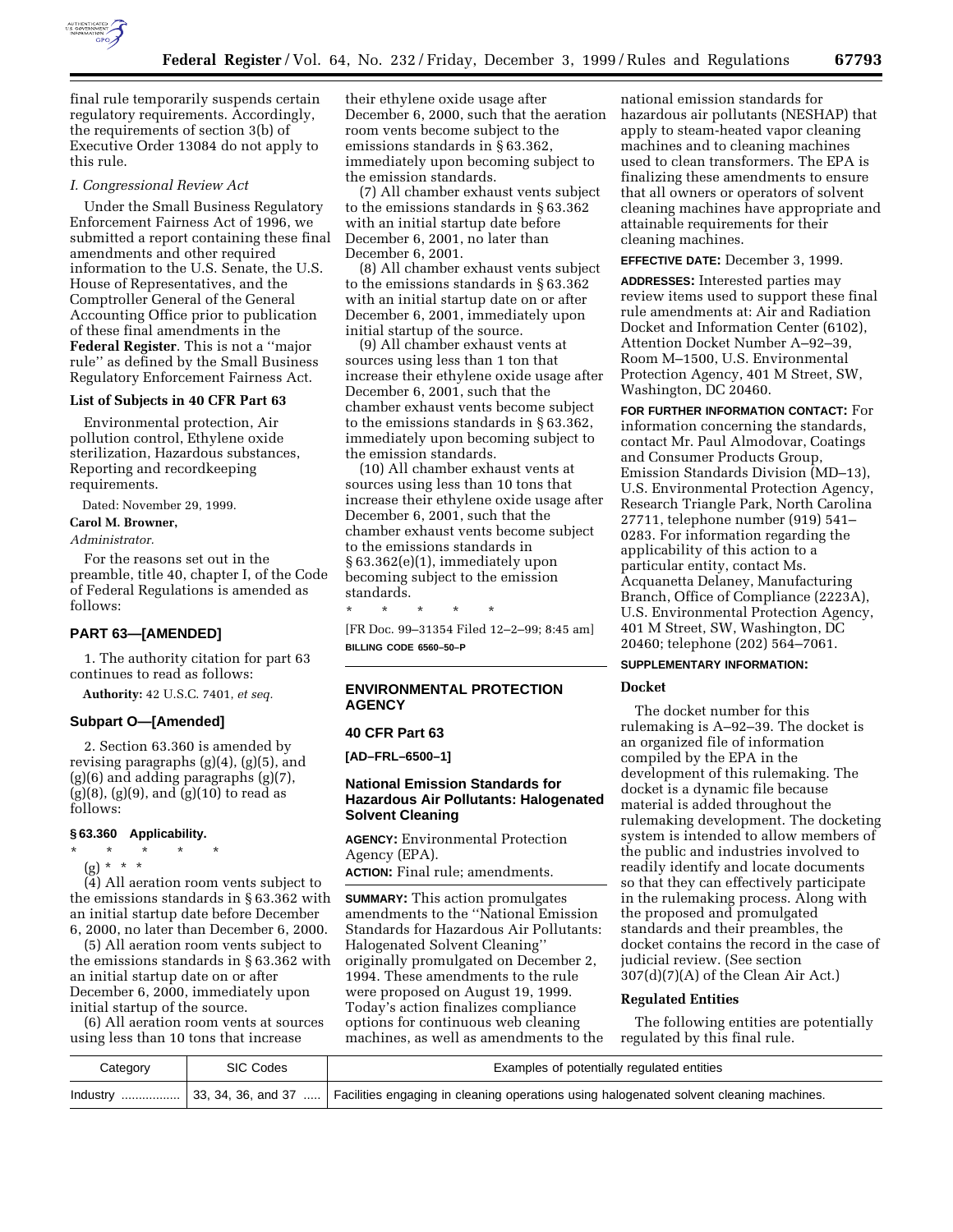final rule temporarily suspends certain regulatory requirements. Accordingly, the requirements of section 3(b) of Executive Order 13084 do not apply to this rule.

*I. Congressional Review Act*

Under the Small Business Regulatory Enforcement Fairness Act of 1996, we submitted a report containing these final amendments and other required information to the U.S. Senate, the U.S. House of Representatives, and the Comptroller General of the General Accounting Office prior to publication of these final amendments in the **Federal Register**. This is not a ''major rule'' as defined by the Small Business Regulatory Enforcement Fairness Act.

**List of Subjects in 40 CFR Part 63**

Environmental protection, Air pollution control, Ethylene oxide sterilization, Hazardous substances, Reporting and recordkeeping requirements.

Dated: November 29, 1999.

**Carol M. Browner,**

*Administrator.*

For the reasons set out in the preamble, title 40, chapter I, of the Code of Federal Regulations is amended as follows:

## PART 63—[AMENDED]

1. The authority citation for part 63 continues to read as follows:

**Authority:** 42 U.S.C. 7401, *et seq.*

### Subpart O—[Amended]

2. Section 63.360 is amended by revising paragraphs (g)(4), (g)(5), and (g)(6) and adding paragraphs (g)(7), (g)(8), (g)(9), and (g)(10) to read as follows:

**§ 63.360 Applicability.**

\* \* \* \* \*

(g) \* \* \*

(4) All aeration room vents subject to the emissions standards in § 63.362 with an initial startup date before December 6, 2000, no later than December 6, 2000.

(5) All aeration room vents subject to the emissions standards in § 63.362 with an initial startup date on or after December 6, 2000, immediately upon initial startup of the source.

(6) All aeration room vents at sources using less than 10 tons that increase their ethylene oxide usage after December 6, 2000, such that the aeration room vents become subject to the emissions standards in § 63.362, immediately upon becoming subject to the emission standards.

(7) All chamber exhaust vents subject to the emissions standards in § 63.362 with an initial startup date before December 6, 2001, no later than December 6, 2001.

(8) All chamber exhaust vents subject to the emissions standards in § 63.362 with an initial startup date on or after December 6, 2001, immediately upon initial startup of the source.

(9) All chamber exhaust vents at sources using less than 1 ton that increase their ethylene oxide usage after December 6, 2001, such that the chamber exhaust vents become subject to the emissions standards in § 63.362, immediately upon becoming subject to the emission standards.

(10) All chamber exhaust vents at sources using less than 10 tons that increase their ethylene oxide usage after December 6, 2001, such that the chamber exhaust vents become subject to the emissions standards in § 63.362(e)(1), immediately upon becoming subject to the emission standards.

\* \* \* \* \*

[FR Doc. 99–31354 Filed 12–2–99; 8:45 am]

**BILLING CODE 6560–50–P**

## ENVIRONMENTAL PROTECTION AGENCY

### 40 CFR Part 63

**[AD–FRL–6500–1]**

### National Emission Standards for Hazardous Air Pollutants: Halogenated Solvent Cleaning

**AGENCY:** Environmental Protection Agency (EPA).

**ACTION:** Final rule; amendments.

**SUMMARY:** This action promulgates amendments to the ''National Emission Standards for Hazardous Air Pollutants: Halogenated Solvent Cleaning'' originally promulgated on December 2, 1994. These amendments to the rule were proposed on August 19, 1999. Today's action finalizes compliance options for continuous web cleaning machines, as well as amendments to the national emission standards for hazardous air pollutants (NESHAP) that apply to steam-heated vapor cleaning machines and to cleaning machines used to clean transformers. The EPA is finalizing these amendments to ensure that all owners or operators of solvent cleaning machines have appropriate and attainable requirements for their cleaning machines.

**EFFECTIVE DATE:** December 3, 1999.

**ADDRESSES:** Interested parties may review items used to support these final rule amendments at: Air and Radiation Docket and Information Center (6102), Attention Docket Number A–92–39, Room M–1500, U.S. Environmental Protection Agency, 401 M Street, SW, Washington, DC 20460.

**FOR FURTHER INFORMATION CONTACT:** For information concerning the standards, contact Mr. Paul Almodovar, Coatings and Consumer Products Group, Emission Standards Division (MD–13), U.S. Environmental Protection Agency, Research Triangle Park, North Carolina 27711, telephone number (919) 541–0283. For information regarding the applicability of this action to a particular entity, contact Ms. Acquanetta Delaney, Manufacturing Branch, Office of Compliance (2223A), U.S. Environmental Protection Agency, 401 M Street, SW, Washington, DC 20460; telephone (202) 564–7061.

**SUPPLEMENTARY INFORMATION:**

**Docket**

The docket number for this rulemaking is A–92–39. The docket is an organized file of information compiled by the EPA in the development of this rulemaking. The docket is a dynamic file because material is added throughout the rulemaking development. The docketing system is intended to allow members of the public and industries involved to readily identify and locate documents so that they can effectively participate in the rulemaking process. Along with the proposed and promulgated standards and their preambles, the docket contains the record in the case of judicial review. (See section 307(d)(7)(A) of the Clean Air Act.)

**Regulated Entities**

The following entities are potentially regulated by this final rule.

| Category | SIC Codes | Examples of potentially regulated entities |
|---|---|---|
| Industry | 33, 34, 36, and 37 | Facilities engaging in cleaning operations using halogenated solvent cleaning machines. |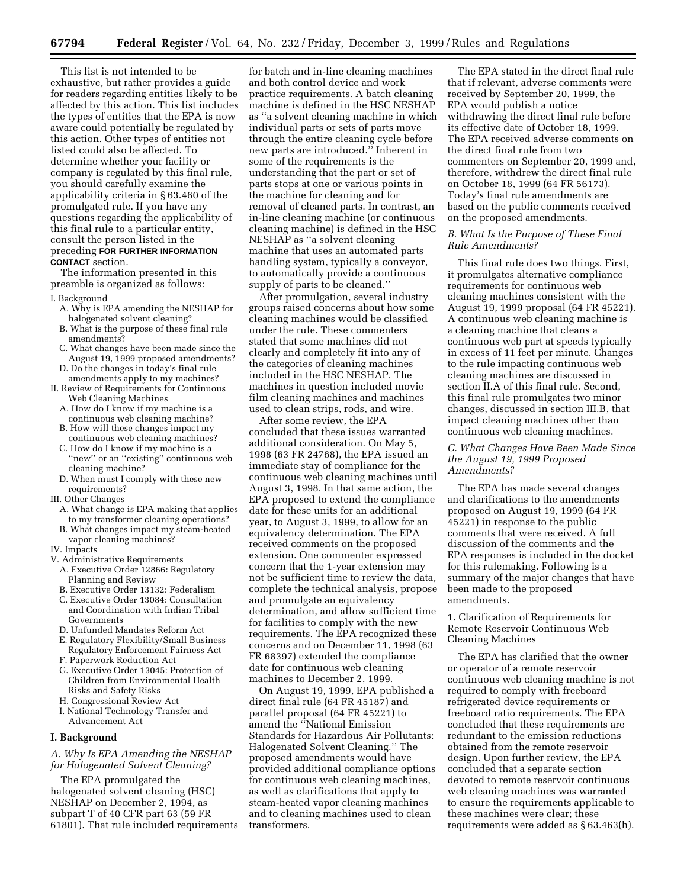This list is not intended to be exhaustive, but rather provides a guide for readers regarding entities likely to be affected by this action. This list includes the types of entities that the EPA is now aware could potentially be regulated by this action. Other types of entities not listed could also be affected. To determine whether your facility or company is regulated by this final rule, you should carefully examine the applicability criteria in § 63.460 of the promulgated rule. If you have any questions regarding the applicability of this final rule to a particular entity, consult the person listed in the preceding **FOR FURTHER INFORMATION CONTACT** section.

The information presented in this preamble is organized as follows:

I. Background
- A. Why is EPA amending the NESHAP for halogenated solvent cleaning?
- B. What is the purpose of these final rule amendments?
- C. What changes have been made since the August 19, 1999 proposed amendments?
- D. Do the changes in today's final rule amendments apply to my machines?

II. Review of Requirements for Continuous Web Cleaning Machines
- A. How do I know if my machine is a continuous web cleaning machine?
- B. How will these changes impact my continuous web cleaning machines?
- C. How do I know if my machine is a ''new'' or an ''existing'' continuous web cleaning machine?
- D. When must I comply with these new requirements?

III. Other Changes
- A. What change is EPA making that applies to my transformer cleaning operations?
- B. What changes impact my steam-heated vapor cleaning machines?

IV. Impacts

V. Administrative Requirements
- A. Executive Order 12866: Regulatory Planning and Review
- B. Executive Order 13132: Federalism
- C. Executive Order 13084: Consultation and Coordination with Indian Tribal Governments
- D. Unfunded Mandates Reform Act
- E. Regulatory Flexibility/Small Business Regulatory Enforcement Fairness Act
- F. Paperwork Reduction Act
- G. Executive Order 13045: Protection of Children from Environmental Health Risks and Safety Risks
- H. Congressional Review Act
- I. National Technology Transfer and Advancement Act

## I. Background

### *A. Why Is EPA Amending the NESHAP for Halogenated Solvent Cleaning?*

The EPA promulgated the halogenated solvent cleaning (HSC) NESHAP on December 2, 1994, as subpart T of 40 CFR part 63 (59 FR 61801). That rule included requirements for batch and in-line cleaning machines and both control device and work practice requirements. A batch cleaning machine is defined in the HSC NESHAP as ''a solvent cleaning machine in which individual parts or sets of parts move through the entire cleaning cycle before new parts are introduced.'' Inherent in some of the requirements is the understanding that the part or set of parts stops at one or various points in the machine for cleaning and for removal of cleaned parts. In contrast, an in-line cleaning machine (or continuous cleaning machine) is defined in the HSC NESHAP as ''a solvent cleaning machine that uses an automated parts handling system, typically a conveyor, to automatically provide a continuous supply of parts to be cleaned.''

After promulgation, several industry groups raised concerns about how some cleaning machines would be classified under the rule. These commenters stated that some machines did not clearly and completely fit into any of the categories of cleaning machines included in the HSC NESHAP. The machines in question included movie film cleaning machines and machines used to clean strips, rods, and wire.

After some review, the EPA concluded that these issues warranted additional consideration. On May 5, 1998 (63 FR 24768), the EPA issued an immediate stay of compliance for the continuous web cleaning machines until August 3, 1998. In that same action, the EPA proposed to extend the compliance date for these units for an additional year, to August 3, 1999, to allow for an equivalency determination. The EPA received comments on the proposed extension. One commenter expressed concern that the 1-year extension may not be sufficient time to review the data, complete the technical analysis, propose and promulgate an equivalency determination, and allow sufficient time for facilities to comply with the new requirements. The EPA recognized these concerns and on December 11, 1998 (63 FR 68397) extended the compliance date for continuous web cleaning machines to December 2, 1999.

On August 19, 1999, EPA published a direct final rule (64 FR 45187) and parallel proposal (64 FR 45221) to amend the ''National Emission Standards for Hazardous Air Pollutants: Halogenated Solvent Cleaning.'' The proposed amendments would have provided additional compliance options for continuous web cleaning machines, as well as clarifications that apply to steam-heated vapor cleaning machines and to cleaning machines used to clean transformers.

The EPA stated in the direct final rule that if relevant, adverse comments were received by September 20, 1999, the EPA would publish a notice withdrawing the direct final rule before its effective date of October 18, 1999. The EPA received adverse comments on the direct final rule from two commenters on September 20, 1999 and, therefore, withdrew the direct final rule on October 18, 1999 (64 FR 56173). Today's final rule amendments are based on the public comments received on the proposed amendments.

### *B. What Is the Purpose of These Final Rule Amendments?*

This final rule does two things. First, it promulgates alternative compliance requirements for continuous web cleaning machines consistent with the August 19, 1999 proposal (64 FR 45221). A continuous web cleaning machine is a cleaning machine that cleans a continuous web part at speeds typically in excess of 11 feet per minute. Changes to the rule impacting continuous web cleaning machines are discussed in section II.A of this final rule. Second, this final rule promulgates two minor changes, discussed in section III.B, that impact cleaning machines other than continuous web cleaning machines.

### *C. What Changes Have Been Made Since the August 19, 1999 Proposed Amendments?*

The EPA has made several changes and clarifications to the amendments proposed on August 19, 1999 (64 FR 45221) in response to the public comments that were received. A full discussion of the comments and the EPA responses is included in the docket for this rulemaking. Following is a summary of the major changes that have been made to the proposed amendments.

1. Clarification of Requirements for Remote Reservoir Continuous Web Cleaning Machines

The EPA has clarified that the owner or operator of a remote reservoir continuous web cleaning machine is not required to comply with freeboard refrigerated device requirements or freeboard ratio requirements. The EPA concluded that these requirements are redundant to the emission reductions obtained from the remote reservoir design. Upon further review, the EPA concluded that a separate section devoted to remote reservoir continuous web cleaning machines was warranted to ensure the requirements applicable to these machines were clear; these requirements were added as § 63.463(h).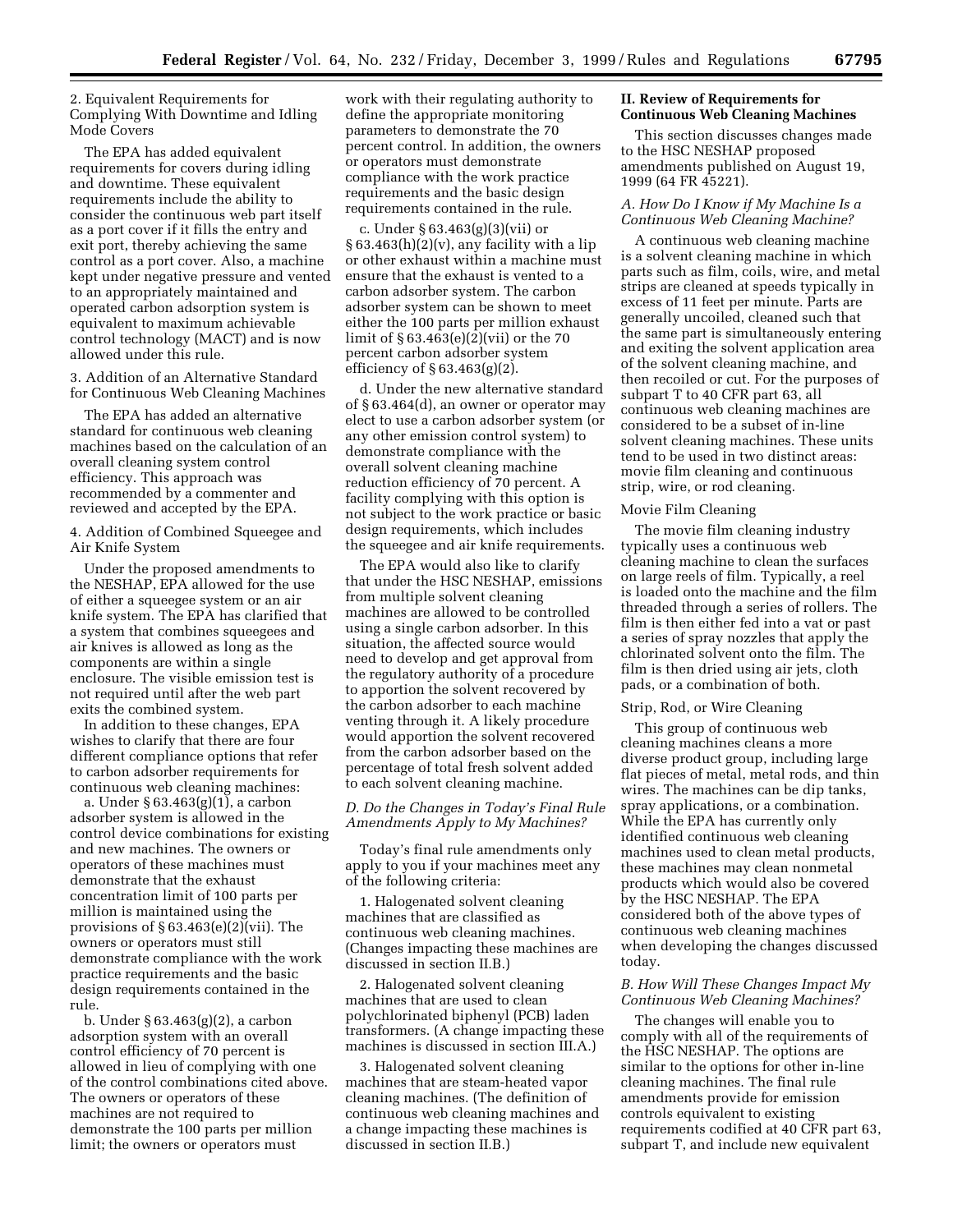### 2. Equivalent Requirements for Complying With Downtime and Idling Mode Covers

The EPA has added equivalent requirements for covers during idling and downtime. These equivalent requirements include the ability to consider the continuous web part itself as a port cover if it fills the entry and exit port, thereby achieving the same control as a port cover. Also, a machine kept under negative pressure and vented to an appropriately maintained and operated carbon adsorption system is equivalent to maximum achievable control technology (MACT) and is now allowed under this rule.

### 3. Addition of an Alternative Standard for Continuous Web Cleaning Machines

The EPA has added an alternative standard for continuous web cleaning machines based on the calculation of an overall cleaning system control efficiency. This approach was recommended by a commenter and reviewed and accepted by the EPA.

### 4. Addition of Combined Squeegee and Air Knife System

Under the proposed amendments to the NESHAP, EPA allowed for the use of either a squeegee system or an air knife system. The EPA has clarified that a system that combines squeegees and air knives is allowed as long as the components are within a single enclosure. The visible emission test is not required until after the web part exits the combined system.

In addition to these changes, EPA wishes to clarify that there are four different compliance options that refer to carbon adsorber requirements for continuous web cleaning machines:

a. Under § 63.463(g)(1), a carbon adsorber system is allowed in the control device combinations for existing and new machines. The owners or operators of these machines must demonstrate that the exhaust concentration limit of 100 parts per million is maintained using the provisions of § 63.463(e)(2)(vii). The owners or operators must still demonstrate compliance with the work practice requirements and the basic design requirements contained in the rule.

b. Under § 63.463(g)(2), a carbon adsorption system with an overall control efficiency of 70 percent is allowed in lieu of complying with one of the control combinations cited above. The owners or operators of these machines are not required to demonstrate the 100 parts per million limit; the owners or operators must work with their regulating authority to define the appropriate monitoring parameters to demonstrate the 70 percent control. In addition, the owners or operators must demonstrate compliance with the work practice requirements and the basic design requirements contained in the rule.

c. Under § 63.463(g)(3)(vii) or § 63.463(h)(2)(v), any facility with a lip or other exhaust within a machine must ensure that the exhaust is vented to a carbon adsorber system. The carbon adsorber system can be shown to meet either the 100 parts per million exhaust limit of § 63.463(e)(2)(vii) or the 70 percent carbon adsorber system efficiency of § 63.463(g)(2).

d. Under the new alternative standard of § 63.464(d), an owner or operator may elect to use a carbon adsorber system (or any other emission control system) to demonstrate compliance with the overall solvent cleaning machine reduction efficiency of 70 percent. A facility complying with this option is not subject to the work practice or basic design requirements, which includes the squeegee and air knife requirements.

The EPA would also like to clarify that under the HSC NESHAP, emissions from multiple solvent cleaning machines are allowed to be controlled using a single carbon adsorber. In this situation, the affected source would need to develop and get approval from the regulatory authority of a procedure to apportion the solvent recovered by the carbon adsorber to each machine venting through it. A likely procedure would apportion the solvent recovered from the carbon adsorber based on the percentage of total fresh solvent added to each solvent cleaning machine.

### *D. Do the Changes in Today's Final Rule Amendments Apply to My Machines?*

Today's final rule amendments only apply to you if your machines meet any of the following criteria:

1. Halogenated solvent cleaning machines that are classified as continuous web cleaning machines. (Changes impacting these machines are discussed in section II.B.)

2. Halogenated solvent cleaning machines that are used to clean polychlorinated biphenyl (PCB) laden transformers. (A change impacting these machines is discussed in section III.A.)

3. Halogenated solvent cleaning machines that are steam-heated vapor cleaning machines. (The definition of continuous web cleaning machines and a change impacting these machines is discussed in section II.B.)

## II. Review of Requirements for Continuous Web Cleaning Machines

This section discusses changes made to the HSC NESHAP proposed amendments published on August 19, 1999 (64 FR 45221).

### *A. How Do I Know if My Machine Is a Continuous Web Cleaning Machine?*

A continuous web cleaning machine is a solvent cleaning machine in which parts such as film, coils, wire, and metal strips are cleaned at speeds typically in excess of 11 feet per minute. Parts are generally uncoiled, cleaned such that the same part is simultaneously entering and exiting the solvent application area of the solvent cleaning machine, and then recoiled or cut. For the purposes of subpart T to 40 CFR part 63, all continuous web cleaning machines are considered to be a subset of in-line solvent cleaning machines. These units tend to be used in two distinct areas: movie film cleaning and continuous strip, wire, or rod cleaning.

#### Movie Film Cleaning

The movie film cleaning industry typically uses a continuous web cleaning machine to clean the surfaces on large reels of film. Typically, a reel is loaded onto the machine and the film threaded through a series of rollers. The film is then either fed into a vat or past a series of spray nozzles that apply the chlorinated solvent onto the film. The film is then dried using air jets, cloth pads, or a combination of both.

#### Strip, Rod, or Wire Cleaning

This group of continuous web cleaning machines cleans a more diverse product group, including large flat pieces of metal, metal rods, and thin wires. The machines can be dip tanks, spray applications, or a combination. While the EPA has currently only identified continuous web cleaning machines used to clean metal products, these machines may clean nonmetal products which would also be covered by the HSC NESHAP. The EPA considered both of the above types of continuous web cleaning machines when developing the changes discussed today.

### *B. How Will These Changes Impact My Continuous Web Cleaning Machines?*

The changes will enable you to comply with all of the requirements of the HSC NESHAP. The options are similar to the options for other in-line cleaning machines. The final rule amendments provide for emission controls equivalent to existing requirements codified at 40 CFR part 63, subpart T, and include new equivalent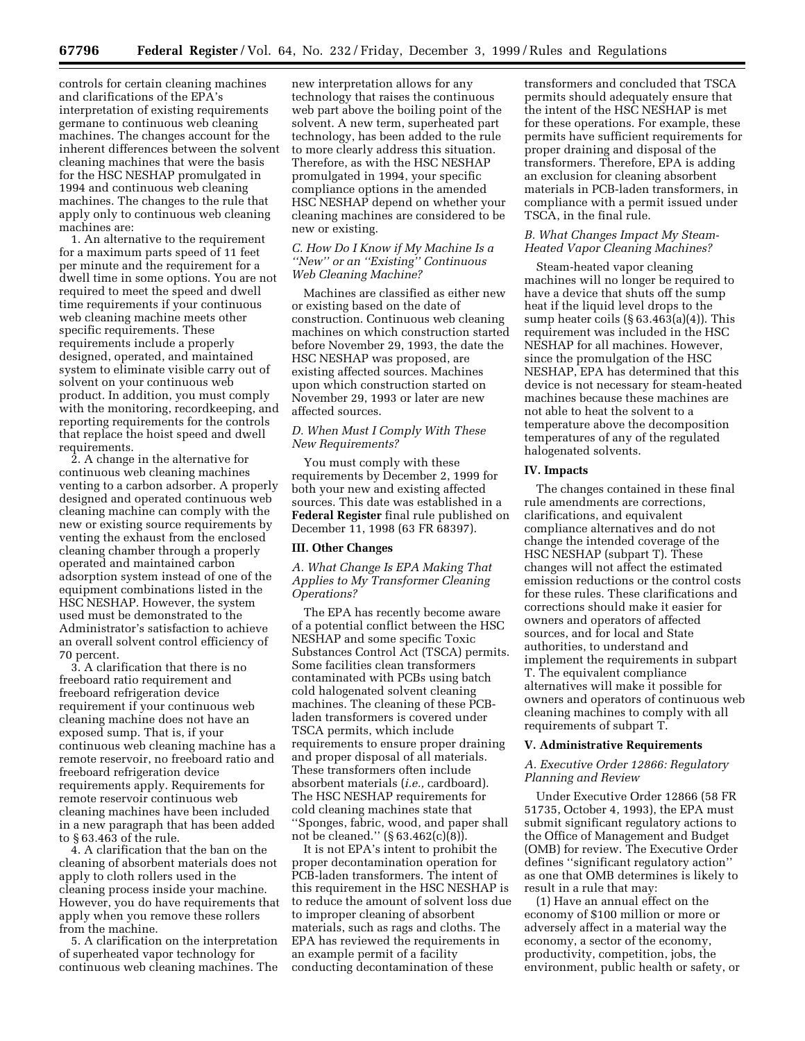controls for certain cleaning machines and clarifications of the EPA's interpretation of existing requirements germane to continuous web cleaning machines. The changes account for the inherent differences between the solvent cleaning machines that were the basis for the HSC NESHAP promulgated in 1994 and continuous web cleaning machines. The changes to the rule that apply only to continuous web cleaning machines are:

1. An alternative to the requirement for a maximum parts speed of 11 feet per minute and the requirement for a dwell time in some options. You are not required to meet the speed and dwell time requirements if your continuous web cleaning machine meets other specific requirements. These requirements include a properly designed, operated, and maintained system to eliminate visible carry out of solvent on your continuous web product. In addition, you must comply with the monitoring, recordkeeping, and reporting requirements for the controls that replace the hoist speed and dwell requirements.

2. A change in the alternative for continuous web cleaning machines venting to a carbon adsorber. A properly designed and operated continuous web cleaning machine can comply with the new or existing source requirements by venting the exhaust from the enclosed cleaning chamber through a properly operated and maintained carbon adsorption system instead of one of the equipment combinations listed in the HSC NESHAP. However, the system used must be demonstrated to the Administrator's satisfaction to achieve an overall solvent control efficiency of 70 percent.

3. A clarification that there is no freeboard ratio requirement and freeboard refrigeration device requirement if your continuous web cleaning machine does not have an exposed sump. That is, if your continuous web cleaning machine has a remote reservoir, no freeboard ratio and freeboard refrigeration device requirements apply. Requirements for remote reservoir continuous web cleaning machines have been included in a new paragraph that has been added to § 63.463 of the rule.

4. A clarification that the ban on the cleaning of absorbent materials does not apply to cloth rollers used in the cleaning process inside your machine. However, you do have requirements that apply when you remove these rollers from the machine.

5. A clarification on the interpretation of superheated vapor technology for continuous web cleaning machines. The new interpretation allows for any technology that raises the continuous web part above the boiling point of the solvent. A new term, superheated part technology, has been added to the rule to more clearly address this situation. Therefore, as with the HSC NESHAP promulgated in 1994, your specific compliance options in the amended HSC NESHAP depend on whether your cleaning machines are considered to be new or existing.

### *C. How Do I Know if My Machine Is a "New" or an "Existing" Continuous Web Cleaning Machine?*

Machines are classified as either new or existing based on the date of construction. Continuous web cleaning machines on which construction started before November 29, 1993, the date the HSC NESHAP was proposed, are existing affected sources. Machines upon which construction started on November 29, 1993 or later are new affected sources.

### *D. When Must I Comply With These New Requirements?*

You must comply with these requirements by December 2, 1999 for both your new and existing affected sources. This date was established in a **Federal Register** final rule published on December 11, 1998 (63 FR 68397).

## III. Other Changes

### *A. What Change Is EPA Making That Applies to My Transformer Cleaning Operations?*

The EPA has recently become aware of a potential conflict between the HSC NESHAP and some specific Toxic Substances Control Act (TSCA) permits. Some facilities clean transformers contaminated with PCBs using batch cold halogenated solvent cleaning machines. The cleaning of these PCB-laden transformers is covered under TSCA permits, which include requirements to ensure proper draining and proper disposal of all materials. These transformers often include absorbent materials (*i.e.,* cardboard). The HSC NESHAP requirements for cold cleaning machines state that "Sponges, fabric, wood, and paper shall not be cleaned." (§ 63.462(c)(8)).

It is not EPA's intent to prohibit the proper decontamination operation for PCB-laden transformers. The intent of this requirement in the HSC NESHAP is to reduce the amount of solvent loss due to improper cleaning of absorbent materials, such as rags and cloths. The EPA has reviewed the requirements in an example permit of a facility conducting decontamination of these transformers and concluded that TSCA permits should adequately ensure that the intent of the HSC NESHAP is met for these operations. For example, these permits have sufficient requirements for proper draining and disposal of the transformers. Therefore, EPA is adding an exclusion for cleaning absorbent materials in PCB-laden transformers, in compliance with a permit issued under TSCA, in the final rule.

### *B. What Changes Impact My Steam-Heated Vapor Cleaning Machines?*

Steam-heated vapor cleaning machines will no longer be required to have a device that shuts off the sump heat if the liquid level drops to the sump heater coils (§ 63.463(a)(4)). This requirement was included in the HSC NESHAP for all machines. However, since the promulgation of the HSC NESHAP, EPA has determined that this device is not necessary for steam-heated machines because these machines are not able to heat the solvent to a temperature above the decomposition temperatures of any of the regulated halogenated solvents.

## IV. Impacts

The changes contained in these final rule amendments are corrections, clarifications, and equivalent compliance alternatives and do not change the intended coverage of the HSC NESHAP (subpart T). These changes will not affect the estimated emission reductions or the control costs for these rules. These clarifications and corrections should make it easier for owners and operators of affected sources, and for local and State authorities, to understand and implement the requirements in subpart T. The equivalent compliance alternatives will make it possible for owners and operators of continuous web cleaning machines to comply with all requirements of subpart T.

## V. Administrative Requirements

### *A. Executive Order 12866: Regulatory Planning and Review*

Under Executive Order 12866 (58 FR 51735, October 4, 1993), the EPA must submit significant regulatory actions to the Office of Management and Budget (OMB) for review. The Executive Order defines "significant regulatory action" as one that OMB determines is likely to result in a rule that may:

(1) Have an annual effect on the economy of $100 million or more or adversely affect in a material way the economy, a sector of the economy, productivity, competition, jobs, the environment, public health or safety, or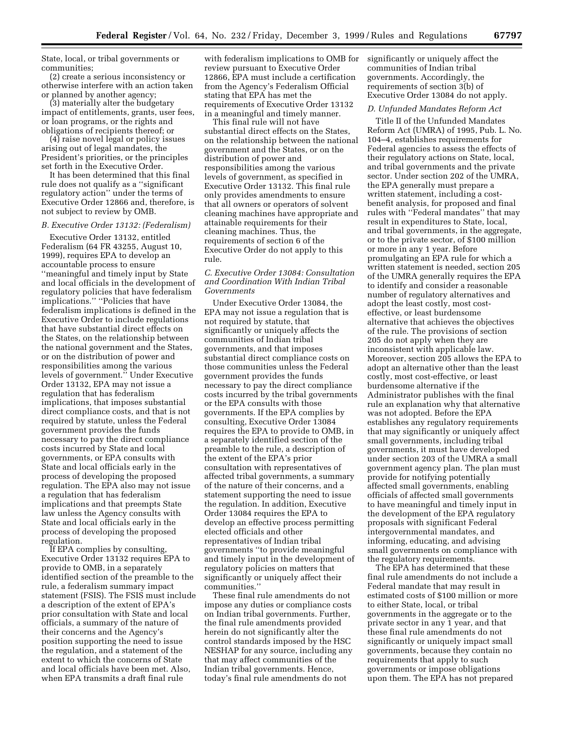State, local, or tribal governments or communities;

(2) create a serious inconsistency or otherwise interfere with an action taken or planned by another agency;

(3) materially alter the budgetary impact of entitlements, grants, user fees, or loan programs, or the rights and obligations of recipients thereof; or

(4) raise novel legal or policy issues arising out of legal mandates, the President's priorities, or the principles set forth in the Executive Order.

It has been determined that this final rule does not qualify as a ''significant regulatory action'' under the terms of Executive Order 12866 and, therefore, is not subject to review by OMB.

*B. Executive Order 13132: (Federalism)*

Executive Order 13132, entitled Federalism (64 FR 43255, August 10, 1999), requires EPA to develop an accountable process to ensure ''meaningful and timely input by State and local officials in the development of regulatory policies that have federalism implications.'' ''Policies that have federalism implications is defined in the Executive Order to include regulations that have substantial direct effects on the States, on the relationship between the national government and the States, or on the distribution of power and responsibilities among the various levels of government.'' Under Executive Order 13132, EPA may not issue a regulation that has federalism implications, that imposes substantial direct compliance costs, and that is not required by statute, unless the Federal government provides the funds necessary to pay the direct compliance costs incurred by State and local governments, or EPA consults with State and local officials early in the process of developing the proposed regulation. The EPA also may not issue a regulation that has federalism implications and that preempts State law unless the Agency consults with State and local officials early in the process of developing the proposed regulation.

If EPA complies by consulting, Executive Order 13132 requires EPA to provide to OMB, in a separately identified section of the preamble to the rule, a federalism summary impact statement (FSIS). The FSIS must include a description of the extent of EPA's prior consultation with State and local officials, a summary of the nature of their concerns and the Agency's position supporting the need to issue the regulation, and a statement of the extent to which the concerns of State and local officials have been met. Also, when EPA transmits a draft final rule with federalism implications to OMB for review pursuant to Executive Order 12866, EPA must include a certification from the Agency's Federalism Official stating that EPA has met the requirements of Executive Order 13132 in a meaningful and timely manner.

This final rule will not have substantial direct effects on the States, on the relationship between the national government and the States, or on the distribution of power and responsibilities among the various levels of government, as specified in Executive Order 13132. This final rule only provides amendments to ensure that all owners or operators of solvent cleaning machines have appropriate and attainable requirements for their cleaning machines. Thus, the requirements of section 6 of the Executive Order do not apply to this rule.

*C. Executive Order 13084: Consultation and Coordination With Indian Tribal Governments*

Under Executive Order 13084, the EPA may not issue a regulation that is not required by statute, that significantly or uniquely affects the communities of Indian tribal governments, and that imposes substantial direct compliance costs on those communities unless the Federal government provides the funds necessary to pay the direct compliance costs incurred by the tribal governments or the EPA consults with those governments. If the EPA complies by consulting, Executive Order 13084 requires the EPA to provide to OMB, in a separately identified section of the preamble to the rule, a description of the extent of the EPA's prior consultation with representatives of affected tribal governments, a summary of the nature of their concerns, and a statement supporting the need to issue the regulation. In addition, Executive Order 13084 requires the EPA to develop an effective process permitting elected officials and other representatives of Indian tribal governments ''to provide meaningful and timely input in the development of regulatory policies on matters that significantly or uniquely affect their communities.''

These final rule amendments do not impose any duties or compliance costs on Indian tribal governments. Further, the final rule amendments provided herein do not significantly alter the control standards imposed by the HSC NESHAP for any source, including any that may affect communities of the Indian tribal governments. Hence, today's final rule amendments do not significantly or uniquely affect the communities of Indian tribal governments. Accordingly, the requirements of section 3(b) of Executive Order 13084 do not apply.

*D. Unfunded Mandates Reform Act*

Title II of the Unfunded Mandates Reform Act (UMRA) of 1995, Pub. L. No. 104–4, establishes requirements for Federal agencies to assess the effects of their regulatory actions on State, local, and tribal governments and the private sector. Under section 202 of the UMRA, the EPA generally must prepare a written statement, including a cost-benefit analysis, for proposed and final rules with ''Federal mandates'' that may result in expenditures to State, local, and tribal governments, in the aggregate, or to the private sector, of \$100 million or more in any 1 year. Before promulgating an EPA rule for which a written statement is needed, section 205 of the UMRA generally requires the EPA to identify and consider a reasonable number of regulatory alternatives and adopt the least costly, most cost-effective, or least burdensome alternative that achieves the objectives of the rule. The provisions of section 205 do not apply when they are inconsistent with applicable law. Moreover, section 205 allows the EPA to adopt an alternative other than the least costly, most cost-effective, or least burdensome alternative if the Administrator publishes with the final rule an explanation why that alternative was not adopted. Before the EPA establishes any regulatory requirements that may significantly or uniquely affect small governments, including tribal governments, it must have developed under section 203 of the UMRA a small government agency plan. The plan must provide for notifying potentially affected small governments, enabling officials of affected small governments to have meaningful and timely input in the development of the EPA regulatory proposals with significant Federal intergovernmental mandates, and informing, educating, and advising small governments on compliance with the regulatory requirements.

The EPA has determined that these final rule amendments do not include a Federal mandate that may result in estimated costs of \$100 million or more to either State, local, or tribal governments in the aggregate or to the private sector in any 1 year, and that these final rule amendments do not significantly or uniquely impact small governments, because they contain no requirements that apply to such governments or impose obligations upon them. The EPA has not prepared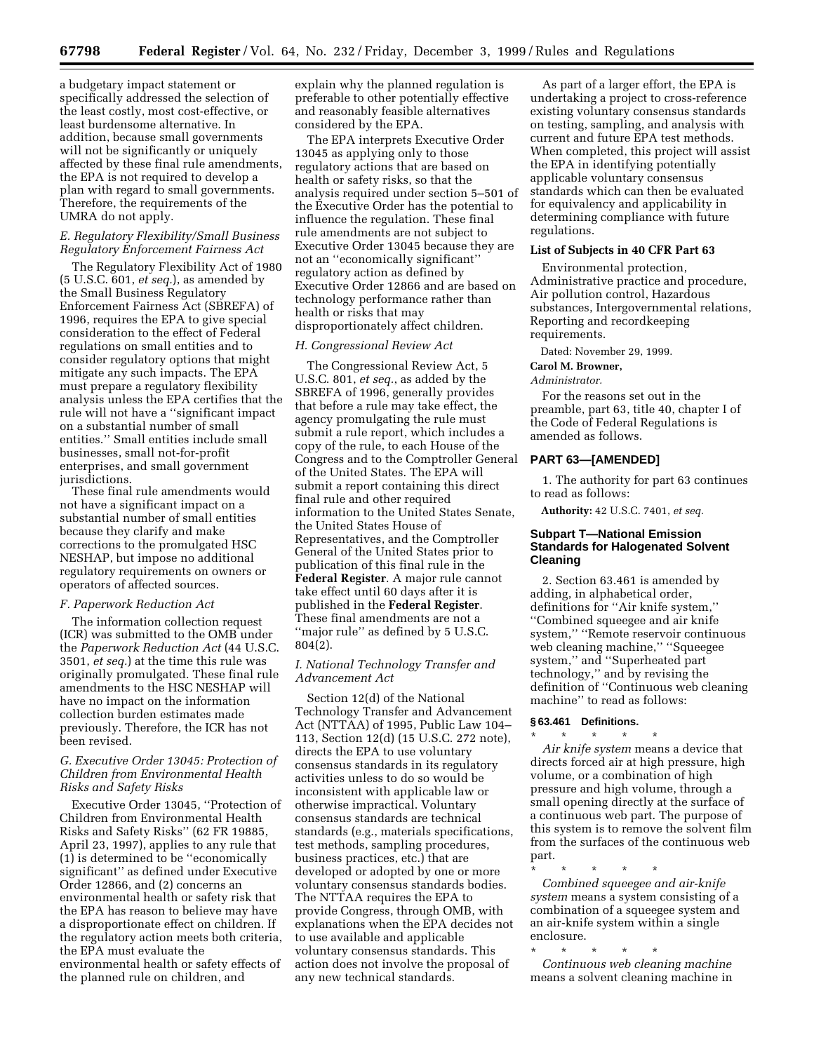a budgetary impact statement or specifically addressed the selection of the least costly, most cost-effective, or least burdensome alternative. In addition, because small governments will not be significantly or uniquely affected by these final rule amendments, the EPA is not required to develop a plan with regard to small governments. Therefore, the requirements of the UMRA do not apply.

### *E. Regulatory Flexibility/Small Business Regulatory Enforcement Fairness Act*

The Regulatory Flexibility Act of 1980 (5 U.S.C. 601, *et seq.*), as amended by the Small Business Regulatory Enforcement Fairness Act (SBREFA) of 1996, requires the EPA to give special consideration to the effect of Federal regulations on small entities and to consider regulatory options that might mitigate any such impacts. The EPA must prepare a regulatory flexibility analysis unless the EPA certifies that the rule will not have a ''significant impact on a substantial number of small entities.'' Small entities include small businesses, small not-for-profit enterprises, and small government jurisdictions.

These final rule amendments would not have a significant impact on a substantial number of small entities because they clarify and make corrections to the promulgated HSC NESHAP, but impose no additional regulatory requirements on owners or operators of affected sources.

### *F. Paperwork Reduction Act*

The information collection request (ICR) was submitted to the OMB under the *Paperwork Reduction Act* (44 U.S.C. 3501, *et seq.*) at the time this rule was originally promulgated. These final rule amendments to the HSC NESHAP will have no impact on the information collection burden estimates made previously. Therefore, the ICR has not been revised.

### *G. Executive Order 13045: Protection of Children from Environmental Health Risks and Safety Risks*

Executive Order 13045, ''Protection of Children from Environmental Health Risks and Safety Risks'' (62 FR 19885, April 23, 1997), applies to any rule that (1) is determined to be ''economically significant'' as defined under Executive Order 12866, and (2) concerns an environmental health or safety risk that the EPA has reason to believe may have a disproportionate effect on children. If the regulatory action meets both criteria, the EPA must evaluate the environmental health or safety effects of the planned rule on children, and explain why the planned regulation is preferable to other potentially effective and reasonably feasible alternatives considered by the EPA.

The EPA interprets Executive Order 13045 as applying only to those regulatory actions that are based on health or safety risks, so that the analysis required under section 5–501 of the Executive Order has the potential to influence the regulation. These final rule amendments are not subject to Executive Order 13045 because they are not an ''economically significant'' regulatory action as defined by Executive Order 12866 and are based on technology performance rather than health or risks that may disproportionately affect children.

### *H. Congressional Review Act*

The Congressional Review Act, 5 U.S.C. 801, *et seq.*, as added by the SBREFA of 1996, generally provides that before a rule may take effect, the agency promulgating the rule must submit a rule report, which includes a copy of the rule, to each House of the Congress and to the Comptroller General of the United States. The EPA will submit a report containing this direct final rule and other required information to the United States Senate, the United States House of Representatives, and the Comptroller General of the United States prior to publication of this final rule in the **Federal Register**. A major rule cannot take effect until 60 days after it is published in the **Federal Register**. These final amendments are not a ''major rule'' as defined by 5 U.S.C. 804(2).

### *I. National Technology Transfer and Advancement Act*

Section 12(d) of the National Technology Transfer and Advancement Act (NTTAA) of 1995, Public Law 104–113, Section 12(d) (15 U.S.C. 272 note), directs the EPA to use voluntary consensus standards in its regulatory activities unless to do so would be inconsistent with applicable law or otherwise impractical. Voluntary consensus standards are technical standards (e.g., materials specifications, test methods, sampling procedures, business practices, etc.) that are developed or adopted by one or more voluntary consensus standards bodies. The NTTAA requires the EPA to provide Congress, through OMB, with explanations when the EPA decides not to use available and applicable voluntary consensus standards. This action does not involve the proposal of any new technical standards.

As part of a larger effort, the EPA is undertaking a project to cross-reference existing voluntary consensus standards on testing, sampling, and analysis with current and future EPA test methods. When completed, this project will assist the EPA in identifying potentially applicable voluntary consensus standards which can then be evaluated for equivalency and applicability in determining compliance with future regulations.

### List of Subjects in 40 CFR Part 63

Environmental protection, Administrative practice and procedure, Air pollution control, Hazardous substances, Intergovernmental relations, Reporting and recordkeeping requirements.

Dated: November 29, 1999.

**Carol M. Browner,**

*Administrator.*

For the reasons set out in the preamble, part 63, title 40, chapter I of the Code of Federal Regulations is amended as follows.

## PART 63—[AMENDED]

1. The authority for part 63 continues to read as follows:

**Authority:** 42 U.S.C. 7401, *et seq.*

## Subpart T—National Emission Standards for Halogenated Solvent Cleaning

2. Section 63.461 is amended by adding, in alphabetical order, definitions for ''Air knife system,'' ''Combined squeegee and air knife system,'' ''Remote reservoir continuous web cleaning machine,'' ''Squeegee system,'' and ''Superheated part technology,'' and by revising the definition of ''Continuous web cleaning machine'' to read as follows:

### § 63.461 Definitions.

\* \* \* \* \*

*Air knife system* means a device that directs forced air at high pressure, high volume, or a combination of high pressure and high volume, through a small opening directly at the surface of a continuous web part. The purpose of this system is to remove the solvent film from the surfaces of the continuous web part.

\* \* \* \* \*

*Combined squeegee and air-knife system* means a system consisting of a combination of a squeegee system and an air-knife system within a single enclosure.

\* \* \* \* \*

*Continuous web cleaning machine* means a solvent cleaning machine in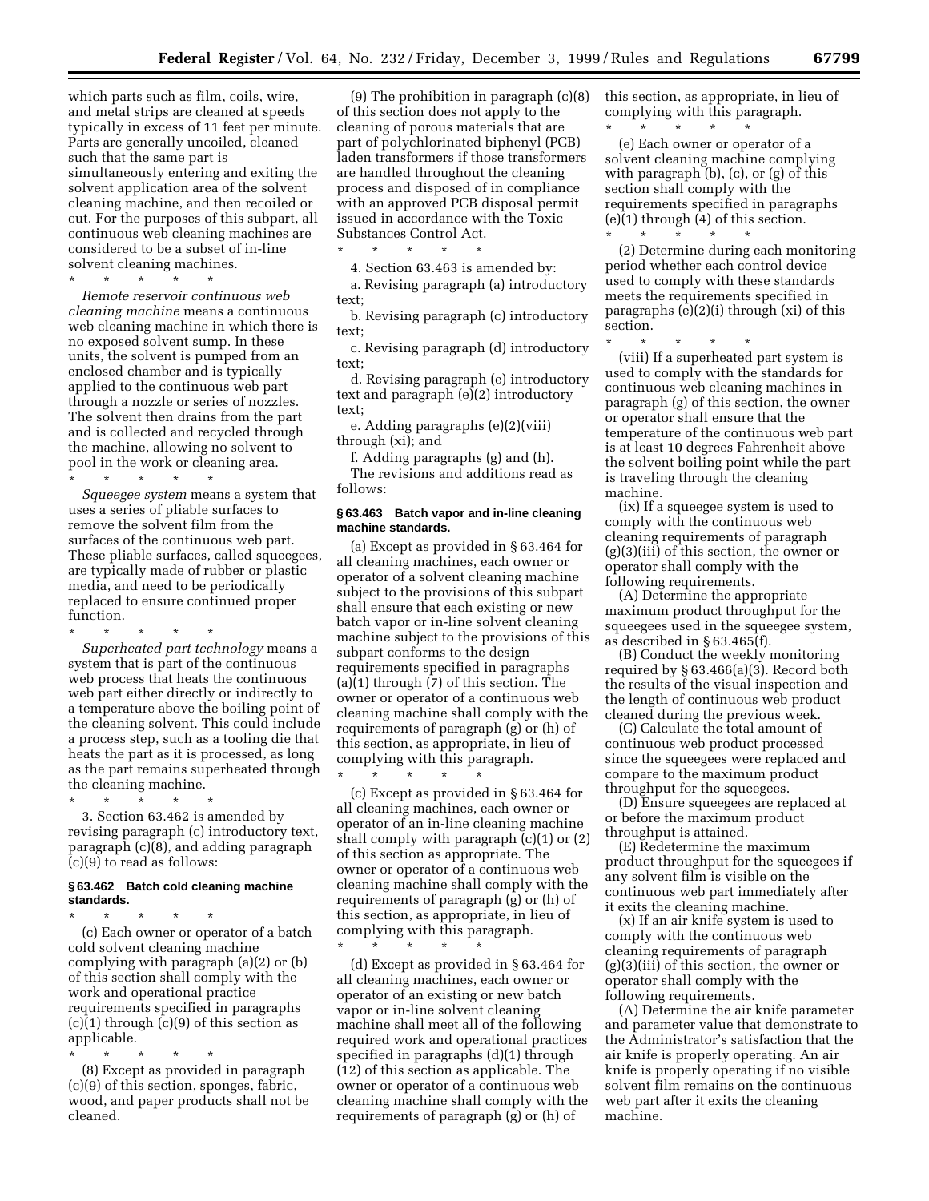which parts such as film, coils, wire, and metal strips are cleaned at speeds typically in excess of 11 feet per minute. Parts are generally uncoiled, cleaned such that the same part is simultaneously entering and exiting the solvent application area of the solvent cleaning machine, and then recoiled or cut. For the purposes of this subpart, all continuous web cleaning machines are considered to be a subset of in-line solvent cleaning machines.

\* \* \* \* \*

*Remote reservoir continuous web cleaning machine* means a continuous web cleaning machine in which there is no exposed solvent sump. In these units, the solvent is pumped from an enclosed chamber and is typically applied to the continuous web part through a nozzle or series of nozzles. The solvent then drains from the part and is collected and recycled through the machine, allowing no solvent to pool in the work or cleaning area.

\* \* \* \* \*

*Squeegee system* means a system that uses a series of pliable surfaces to remove the solvent film from the surfaces of the continuous web part. These pliable surfaces, called squeegees, are typically made of rubber or plastic media, and need to be periodically replaced to ensure continued proper function.

\* \* \* \* \*

*Superheated part technology* means a system that is part of the continuous web process that heats the continuous web part either directly or indirectly to a temperature above the boiling point of the cleaning solvent. This could include a process step, such as a tooling die that heats the part as it is processed, as long as the part remains superheated through the cleaning machine.

\* \* \* \* \*

3. Section 63.462 is amended by revising paragraph (c) introductory text, paragraph (c)(8), and adding paragraph (c)(9) to read as follows:

### § 63.462 Batch cold cleaning machine standards.

\* \* \* \* \*

(c) Each owner or operator of a batch cold solvent cleaning machine complying with paragraph (a)(2) or (b) of this section shall comply with the work and operational practice requirements specified in paragraphs (c)(1) through (c)(9) of this section as applicable.

\* \* \* \* \*

(8) Except as provided in paragraph (c)(9) of this section, sponges, fabric, wood, and paper products shall not be cleaned.

(9) The prohibition in paragraph (c)(8) of this section does not apply to the cleaning of porous materials that are part of polychlorinated biphenyl (PCB) laden transformers if those transformers are handled throughout the cleaning process and disposed of in compliance with an approved PCB disposal permit issued in accordance with the Toxic Substances Control Act.

\* \* \* \* \*

4. Section 63.463 is amended by:

a. Revising paragraph (a) introductory text;

b. Revising paragraph (c) introductory text;

c. Revising paragraph (d) introductory text;

d. Revising paragraph (e) introductory text and paragraph (e)(2) introductory text;

e. Adding paragraphs (e)(2)(viii) through (xi); and

f. Adding paragraphs (g) and (h).

The revisions and additions read as follows:

### § 63.463 Batch vapor and in-line cleaning machine standards.

(a) Except as provided in § 63.464 for all cleaning machines, each owner or operator of a solvent cleaning machine subject to the provisions of this subpart shall ensure that each existing or new batch vapor or in-line solvent cleaning machine subject to the provisions of this subpart conforms to the design requirements specified in paragraphs (a)(1) through (7) of this section. The owner or operator of a continuous web cleaning machine shall comply with the requirements of paragraph (g) or (h) of this section, as appropriate, in lieu of complying with this paragraph.

\* \* \* \* \*

(c) Except as provided in § 63.464 for all cleaning machines, each owner or operator of an in-line cleaning machine shall comply with paragraph (c)(1) or (2) of this section as appropriate. The owner or operator of a continuous web cleaning machine shall comply with the requirements of paragraph (g) or (h) of this section, as appropriate, in lieu of complying with this paragraph.

\* \* \* \* \*

(d) Except as provided in § 63.464 for all cleaning machines, each owner or operator of an existing or new batch vapor or in-line solvent cleaning machine shall meet all of the following required work and operational practices specified in paragraphs (d)(1) through (12) of this section as applicable. The owner or operator of a continuous web cleaning machine shall comply with the requirements of paragraph (g) or (h) of this section, as appropriate, in lieu of complying with this paragraph.

\* \* \* \* \*

(e) Each owner or operator of a solvent cleaning machine complying with paragraph (b), (c), or (g) of this section shall comply with the requirements specified in paragraphs (e)(1) through (4) of this section.

\* \* \* \* \*

(2) Determine during each monitoring period whether each control device used to comply with these standards meets the requirements specified in paragraphs (e)(2)(i) through (xi) of this section.

\* \* \* \* \*

(viii) If a superheated part system is used to comply with the standards for continuous web cleaning machines in paragraph (g) of this section, the owner or operator shall ensure that the temperature of the continuous web part is at least 10 degrees Fahrenheit above the solvent boiling point while the part is traveling through the cleaning machine.

(ix) If a squeegee system is used to comply with the continuous web cleaning requirements of paragraph (g)(3)(iii) of this section, the owner or operator shall comply with the following requirements.

(A) Determine the appropriate maximum product throughput for the squeegees used in the squeegee system, as described in § 63.465(f).

(B) Conduct the weekly monitoring required by § 63.466(a)(3). Record both the results of the visual inspection and the length of continuous web product cleaned during the previous week.

(C) Calculate the total amount of continuous web product processed since the squeegees were replaced and compare to the maximum product throughput for the squeegees.

(D) Ensure squeegees are replaced at or before the maximum product throughput is attained.

(E) Redetermine the maximum product throughput for the squeegees if any solvent film is visible on the continuous web part immediately after it exits the cleaning machine.

(x) If an air knife system is used to comply with the continuous web cleaning requirements of paragraph (g)(3)(iii) of this section, the owner or operator shall comply with the following requirements.

(A) Determine the air knife parameter and parameter value that demonstrate to the Administrator's satisfaction that the air knife is properly operating. An air knife is properly operating if no visible solvent film remains on the continuous web part after it exits the cleaning machine.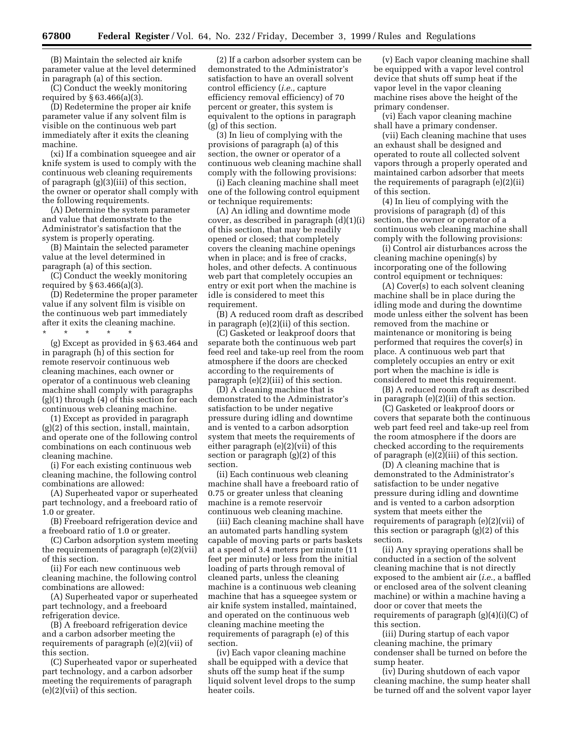(B) Maintain the selected air knife parameter value at the level determined in paragraph (a) of this section.

(C) Conduct the weekly monitoring required by § 63.466(a)(3).

(D) Redetermine the proper air knife parameter value if any solvent film is visible on the continuous web part immediately after it exits the cleaning machine.

(xi) If a combination squeegee and air knife system is used to comply with the continuous web cleaning requirements of paragraph (g)(3)(iii) of this section, the owner or operator shall comply with the following requirements.

(A) Determine the system parameter and value that demonstrate to the Administrator's satisfaction that the system is properly operating.

(B) Maintain the selected parameter value at the level determined in paragraph (a) of this section.

(C) Conduct the weekly monitoring required by § 63.466(a)(3).

(D) Redetermine the proper parameter value if any solvent film is visible on the continuous web part immediately after it exits the cleaning machine.

\* \* \* \* \*

(g) Except as provided in § 63.464 and in paragraph (h) of this section for remote reservoir continuous web cleaning machines, each owner or operator of a continuous web cleaning machine shall comply with paragraphs (g)(1) through (4) of this section for each continuous web cleaning machine.

(1) Except as provided in paragraph (g)(2) of this section, install, maintain, and operate one of the following control combinations on each continuous web cleaning machine.

(i) For each existing continuous web cleaning machine, the following control combinations are allowed:

(A) Superheated vapor or superheated part technology, and a freeboard ratio of 1.0 or greater.

(B) Freeboard refrigeration device and a freeboard ratio of 1.0 or greater.

(C) Carbon adsorption system meeting the requirements of paragraph (e)(2)(vii) of this section.

(ii) For each new continuous web cleaning machine, the following control combinations are allowed:

(A) Superheated vapor or superheated part technology, and a freeboard refrigeration device.

(B) A freeboard refrigeration device and a carbon adsorber meeting the requirements of paragraph (e)(2)(vii) of this section.

(C) Superheated vapor or superheated part technology, and a carbon adsorber meeting the requirements of paragraph (e)(2)(vii) of this section.

(2) If a carbon adsorber system can be demonstrated to the Administrator's satisfaction to have an overall solvent control efficiency (*i.e.,* capture efficiency removal efficiency) of 70 percent or greater, this system is equivalent to the options in paragraph (g) of this section.

(3) In lieu of complying with the provisions of paragraph (a) of this section, the owner or operator of a continuous web cleaning machine shall comply with the following provisions:

(i) Each cleaning machine shall meet one of the following control equipment or technique requirements:

(A) An idling and downtime mode cover, as described in paragraph (d)(1)(i) of this section, that may be readily opened or closed; that completely covers the cleaning machine openings when in place; and is free of cracks, holes, and other defects. A continuous web part that completely occupies an entry or exit port when the machine is idle is considered to meet this requirement.

(B) A reduced room draft as described in paragraph (e)(2)(ii) of this section.

(C) Gasketed or leakproof doors that separate both the continuous web part feed reel and take-up reel from the room atmosphere if the doors are checked according to the requirements of paragraph (e)(2)(iii) of this section.

(D) A cleaning machine that is demonstrated to the Administrator's satisfaction to be under negative pressure during idling and downtime and is vented to a carbon adsorption system that meets the requirements of either paragraph (e)(2)(vii) of this section or paragraph (g)(2) of this section.

(ii) Each continuous web cleaning machine shall have a freeboard ratio of 0.75 or greater unless that cleaning machine is a remote reservoir continuous web cleaning machine.

(iii) Each cleaning machine shall have an automated parts handling system capable of moving parts or parts baskets at a speed of 3.4 meters per minute (11 feet per minute) or less from the initial loading of parts through removal of cleaned parts, unless the cleaning machine is a continuous web cleaning machine that has a squeegee system or air knife system installed, maintained, and operated on the continuous web cleaning machine meeting the requirements of paragraph (e) of this section.

(iv) Each vapor cleaning machine shall be equipped with a device that shuts off the sump heat if the sump liquid solvent level drops to the sump heater coils.

(v) Each vapor cleaning machine shall be equipped with a vapor level control device that shuts off sump heat if the vapor level in the vapor cleaning machine rises above the height of the primary condenser.

(vi) Each vapor cleaning machine shall have a primary condenser.

(vii) Each cleaning machine that uses an exhaust shall be designed and operated to route all collected solvent vapors through a properly operated and maintained carbon adsorber that meets the requirements of paragraph (e)(2)(ii) of this section.

(4) In lieu of complying with the provisions of paragraph (d) of this section, the owner or operator of a continuous web cleaning machine shall comply with the following provisions:

(i) Control air disturbances across the cleaning machine opening(s) by incorporating one of the following control equipment or techniques:

(A) Cover(s) to each solvent cleaning machine shall be in place during the idling mode and during the downtime mode unless either the solvent has been removed from the machine or maintenance or monitoring is being performed that requires the cover(s) in place. A continuous web part that completely occupies an entry or exit port when the machine is idle is considered to meet this requirement.

(B) A reduced room draft as described in paragraph (e)(2)(ii) of this section.

(C) Gasketed or leakproof doors or covers that separate both the continuous web part feed reel and take-up reel from the room atmosphere if the doors are checked according to the requirements of paragraph (e)(2)(iii) of this section.

(D) A cleaning machine that is demonstrated to the Administrator's satisfaction to be under negative pressure during idling and downtime and is vented to a carbon adsorption system that meets either the requirements of paragraph (e)(2)(vii) of this section or paragraph (g)(2) of this section.

(ii) Any spraying operations shall be conducted in a section of the solvent cleaning machine that is not directly exposed to the ambient air (*i.e.,* a baffled or enclosed area of the solvent cleaning machine) or within a machine having a door or cover that meets the requirements of paragraph (g)(4)(i)(C) of this section.

(iii) During startup of each vapor cleaning machine, the primary condenser shall be turned on before the sump heater.

(iv) During shutdown of each vapor cleaning machine, the sump heater shall be turned off and the solvent vapor layer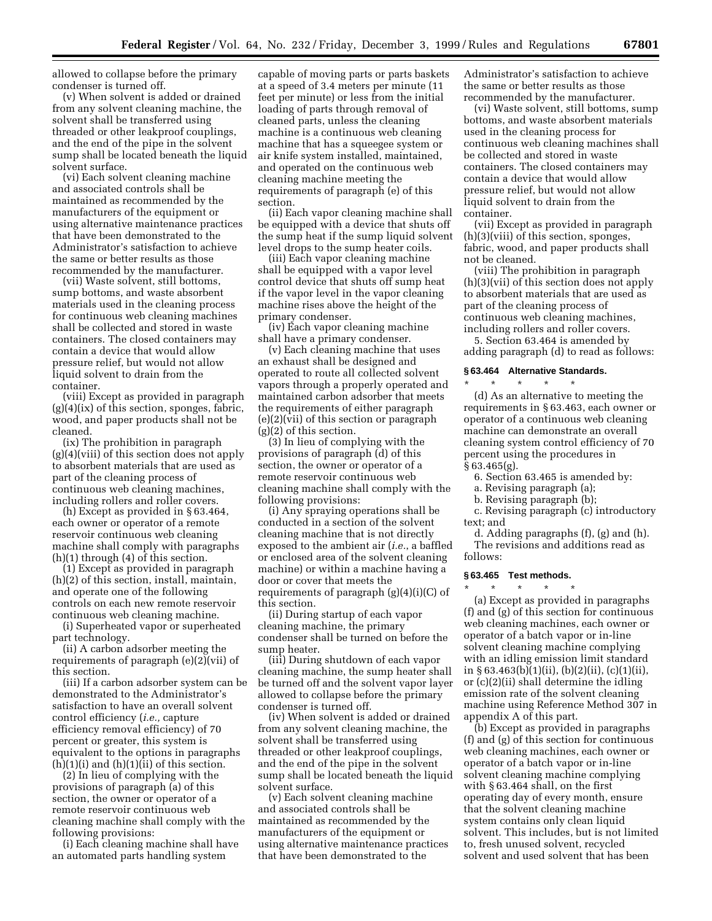allowed to collapse before the primary condenser is turned off.

(v) When solvent is added or drained from any solvent cleaning machine, the solvent shall be transferred using threaded or other leakproof couplings, and the end of the pipe in the solvent sump shall be located beneath the liquid solvent surface.

(vi) Each solvent cleaning machine and associated controls shall be maintained as recommended by the manufacturers of the equipment or using alternative maintenance practices that have been demonstrated to the Administrator's satisfaction to achieve the same or better results as those recommended by the manufacturer.

(vii) Waste solvent, still bottoms, sump bottoms, and waste absorbent materials used in the cleaning process for continuous web cleaning machines shall be collected and stored in waste containers. The closed containers may contain a device that would allow pressure relief, but would not allow liquid solvent to drain from the container.

(viii) Except as provided in paragraph (g)(4)(ix) of this section, sponges, fabric, wood, and paper products shall not be cleaned.

(ix) The prohibition in paragraph (g)(4)(viii) of this section does not apply to absorbent materials that are used as part of the cleaning process of continuous web cleaning machines, including rollers and roller covers.

(h) Except as provided in § 63.464, each owner or operator of a remote reservoir continuous web cleaning machine shall comply with paragraphs (h)(1) through (4) of this section.

(1) Except as provided in paragraph (h)(2) of this section, install, maintain, and operate one of the following controls on each new remote reservoir continuous web cleaning machine.

(i) Superheated vapor or superheated part technology.

(ii) A carbon adsorber meeting the requirements of paragraph (e)(2)(vii) of this section.

(iii) If a carbon adsorber system can be demonstrated to the Administrator's satisfaction to have an overall solvent control efficiency (*i.e.,* capture efficiency removal efficiency) of 70 percent or greater, this system is equivalent to the options in paragraphs (h)(1)(i) and (h)(1)(ii) of this section.

(2) In lieu of complying with the provisions of paragraph (a) of this section, the owner or operator of a remote reservoir continuous web cleaning machine shall comply with the following provisions:

(i) Each cleaning machine shall have an automated parts handling system capable of moving parts or parts baskets at a speed of 3.4 meters per minute (11 feet per minute) or less from the initial loading of parts through removal of cleaned parts, unless the cleaning machine is a continuous web cleaning machine that has a squeegee system or air knife system installed, maintained, and operated on the continuous web cleaning machine meeting the requirements of paragraph (e) of this section.

(ii) Each vapor cleaning machine shall be equipped with a device that shuts off the sump heat if the sump liquid solvent level drops to the sump heater coils.

(iii) Each vapor cleaning machine shall be equipped with a vapor level control device that shuts off sump heat if the vapor level in the vapor cleaning machine rises above the height of the primary condenser.

(iv) Each vapor cleaning machine shall have a primary condenser.

(v) Each cleaning machine that uses an exhaust shall be designed and operated to route all collected solvent vapors through a properly operated and maintained carbon adsorber that meets the requirements of either paragraph (e)(2)(vii) of this section or paragraph (g)(2) of this section.

(3) In lieu of complying with the provisions of paragraph (d) of this section, the owner or operator of a remote reservoir continuous web cleaning machine shall comply with the following provisions:

(i) Any spraying operations shall be conducted in a section of the solvent cleaning machine that is not directly exposed to the ambient air (*i.e.*, a baffled or enclosed area of the solvent cleaning machine) or within a machine having a door or cover that meets the requirements of paragraph (g)(4)(i)(C) of this section.

(ii) During startup of each vapor cleaning machine, the primary condenser shall be turned on before the sump heater.

(iii) During shutdown of each vapor cleaning machine, the sump heater shall be turned off and the solvent vapor layer allowed to collapse before the primary condenser is turned off.

(iv) When solvent is added or drained from any solvent cleaning machine, the solvent shall be transferred using threaded or other leakproof couplings, and the end of the pipe in the solvent sump shall be located beneath the liquid solvent surface.

(v) Each solvent cleaning machine and associated controls shall be maintained as recommended by the manufacturers of the equipment or using alternative maintenance practices that have been demonstrated to the Administrator's satisfaction to achieve the same or better results as those recommended by the manufacturer.

(vi) Waste solvent, still bottoms, sump bottoms, and waste absorbent materials used in the cleaning process for continuous web cleaning machines shall be collected and stored in waste containers. The closed containers may contain a device that would allow pressure relief, but would not allow liquid solvent to drain from the container.

(vii) Except as provided in paragraph (h)(3)(viii) of this section, sponges, fabric, wood, and paper products shall not be cleaned.

(viii) The prohibition in paragraph (h)(3)(vii) of this section does not apply to absorbent materials that are used as part of the cleaning process of continuous web cleaning machines, including rollers and roller covers.

5. Section 63.464 is amended by adding paragraph (d) to read as follows:

### § 63.464 Alternative Standards.

\* \* \* \* \*

(d) As an alternative to meeting the requirements in § 63.463, each owner or operator of a continuous web cleaning machine can demonstrate an overall cleaning system control efficiency of 70 percent using the procedures in § 63.465(g).

6. Section 63.465 is amended by:

a. Revising paragraph (a);

b. Revising paragraph (b);

c. Revising paragraph (c) introductory text; and

d. Adding paragraphs (f), (g) and (h).

The revisions and additions read as follows:

### § 63.465 Test methods.

\* \* \* \* \*

(a) Except as provided in paragraphs (f) and (g) of this section for continuous web cleaning machines, each owner or operator of a batch vapor or in-line solvent cleaning machine complying with an idling emission limit standard in § 63.463(b)(1)(ii), (b)(2)(ii), (c)(1)(ii), or (c)(2)(ii) shall determine the idling emission rate of the solvent cleaning machine using Reference Method 307 in appendix A of this part.

(b) Except as provided in paragraphs (f) and (g) of this section for continuous web cleaning machines, each owner or operator of a batch vapor or in-line solvent cleaning machine complying with § 63.464 shall, on the first operating day of every month, ensure that the solvent cleaning machine system contains only clean liquid solvent. This includes, but is not limited to, fresh unused solvent, recycled solvent and used solvent that has been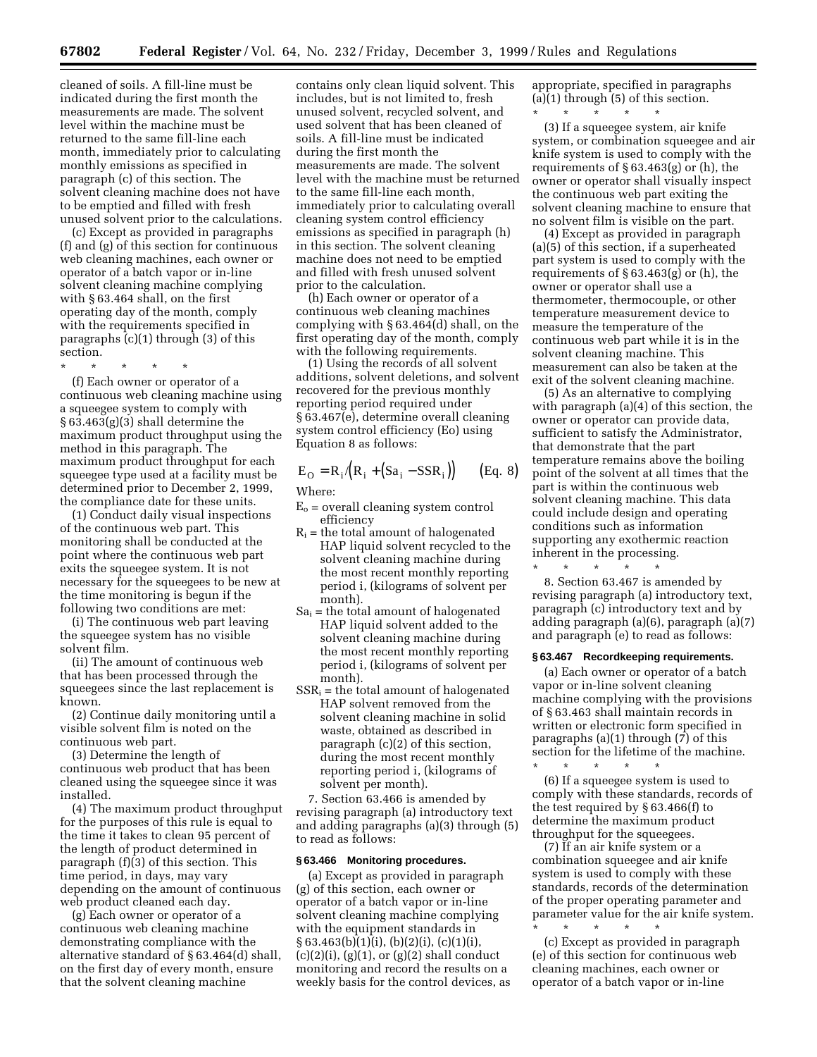cleaned of soils. A fill-line must be indicated during the first month the measurements are made. The solvent level within the machine must be returned to the same fill-line each month, immediately prior to calculating monthly emissions as specified in paragraph (c) of this section. The solvent cleaning machine does not have to be emptied and filled with fresh unused solvent prior to the calculations.

(c) Except as provided in paragraphs (f) and (g) of this section for continuous web cleaning machines, each owner or operator of a batch vapor or in-line solvent cleaning machine complying with § 63.464 shall, on the first operating day of the month, comply with the requirements specified in paragraphs (c)(1) through (3) of this section.

* * * * *

(f) Each owner or operator of a continuous web cleaning machine using a squeegee system to comply with § 63.463(g)(3) shall determine the maximum product throughput using the method in this paragraph. The maximum product throughput for each squeegee type used at a facility must be determined prior to December 2, 1999, the compliance date for these units.

(1) Conduct daily visual inspections of the continuous web part. This monitoring shall be conducted at the point where the continuous web part exits the squeegee system. It is not necessary for the squeegees to be new at the time monitoring is begun if the following two conditions are met:

(i) The continuous web part leaving the squeegee system has no visible solvent film.

(ii) The amount of continuous web that has been processed through the squeegees since the last replacement is known.

(2) Continue daily monitoring until a visible solvent film is noted on the continuous web part.

(3) Determine the length of continuous web product that has been cleaned using the squeegee since it was installed.

(4) The maximum product throughput for the purposes of this rule is equal to the time it takes to clean 95 percent of the length of product determined in paragraph (f)(3) of this section. This time period, in days, may vary depending on the amount of continuous web product cleaned each day.

(g) Each owner or operator of a continuous web cleaning machine demonstrating compliance with the alternative standard of § 63.464(d) shall, on the first day of every month, ensure that the solvent cleaning machine contains only clean liquid solvent. This includes, but is not limited to, fresh unused solvent, recycled solvent, and used solvent that has been cleaned of soils. A fill-line must be indicated during the first month the measurements are made. The solvent level with the machine must be returned to the same fill-line each month, immediately prior to calculating overall cleaning system control efficiency emissions as specified in paragraph (h) in this section. The solvent cleaning machine does not need to be emptied and filled with fresh unused solvent prior to the calculation.

(h) Each owner or operator of a continuous web cleaning machines complying with § 63.464(d) shall, on the first operating day of the month, comply with the following requirements.

(1) Using the records of all solvent additions, solvent deletions, and solvent recovered for the previous monthly reporting period required under § 63.467(e), determine overall cleaning system control efficiency (Eo) using Equation 8 as follows:

$$E_O = R_i / \left(R_i + \left(Sa_i - SSR_i\right)\right) \qquad \text{(Eq. 8)}$$

Where:

$E_o$ = overall cleaning system control efficiency

$R_i$ = the total amount of halogenated HAP liquid solvent recycled to the solvent cleaning machine during the most recent monthly reporting period i, (kilograms of solvent per month).

$Sa_i$ = the total amount of halogenated HAP liquid solvent added to the solvent cleaning machine during the most recent monthly reporting period i, (kilograms of solvent per month).

$SSR_i$ = the total amount of halogenated HAP solvent removed from the solvent cleaning machine in solid waste, obtained as described in paragraph (c)(2) of this section, during the most recent monthly reporting period i, (kilograms of solvent per month).

7. Section 63.466 is amended by revising paragraph (a) introductory text and adding paragraphs (a)(3) through (5) to read as follows:

### § 63.466 Monitoring procedures.

(a) Except as provided in paragraph (g) of this section, each owner or operator of a batch vapor or in-line solvent cleaning machine complying with the equipment standards in § 63.463(b)(1)(i), (b)(2)(i), (c)(1)(i), (c)(2)(i), (g)(1), or (g)(2) shall conduct monitoring and record the results on a weekly basis for the control devices, as appropriate, specified in paragraphs (a)(1) through (5) of this section.

* * * * *

(3) If a squeegee system, air knife system, or combination squeegee and air knife system is used to comply with the requirements of § 63.463(g) or (h), the owner or operator shall visually inspect the continuous web part exiting the solvent cleaning machine to ensure that no solvent film is visible on the part.

(4) Except as provided in paragraph (a)(5) of this section, if a superheated part system is used to comply with the requirements of § 63.463(g) or (h), the owner or operator shall use a thermometer, thermocouple, or other temperature measurement device to measure the temperature of the continuous web part while it is in the solvent cleaning machine. This measurement can also be taken at the exit of the solvent cleaning machine.

(5) As an alternative to complying with paragraph (a)(4) of this section, the owner or operator can provide data, sufficient to satisfy the Administrator, that demonstrate that the part temperature remains above the boiling point of the solvent at all times that the part is within the continuous web solvent cleaning machine. This data could include design and operating conditions such as information supporting any exothermic reaction inherent in the processing.

* * * * *

8. Section 63.467 is amended by revising paragraph (a) introductory text, paragraph (c) introductory text and by adding paragraph (a)(6), paragraph (a)(7) and paragraph (e) to read as follows:

### § 63.467 Recordkeeping requirements.

(a) Each owner or operator of a batch vapor or in-line solvent cleaning machine complying with the provisions of § 63.463 shall maintain records in written or electronic form specified in paragraphs (a)(1) through (7) of this section for the lifetime of the machine.

* * * * *

(6) If a squeegee system is used to comply with these standards, records of the test required by § 63.466(f) to determine the maximum product throughput for the squeegees.

(7) If an air knife system or a combination squeegee and air knife system is used to comply with these standards, records of the determination of the proper operating parameter and parameter value for the air knife system.

* * * * *

(c) Except as provided in paragraph (e) of this section for continuous web cleaning machines, each owner or operator of a batch vapor or in-line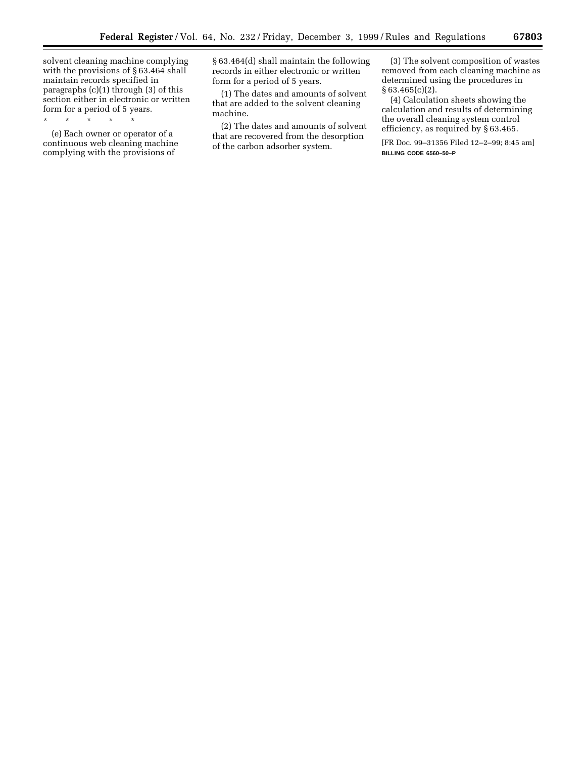solvent cleaning machine complying with the provisions of § 63.464 shall maintain records specified in paragraphs (c)(1) through (3) of this section either in electronic or written form for a period of 5 years.

\* \* \* \* \*

(e) Each owner or operator of a continuous web cleaning machine complying with the provisions of § 63.464(d) shall maintain the following records in either electronic or written form for a period of 5 years.

(1) The dates and amounts of solvent that are added to the solvent cleaning machine.

(2) The dates and amounts of solvent that are recovered from the desorption of the carbon adsorber system.

(3) The solvent composition of wastes removed from each cleaning machine as determined using the procedures in § 63.465(c)(2).

(4) Calculation sheets showing the calculation and results of determining the overall cleaning system control efficiency, as required by § 63.465.

[FR Doc. 99–31356 Filed 12–2–99; 8:45 am]

**BILLING CODE 6560–50–P**